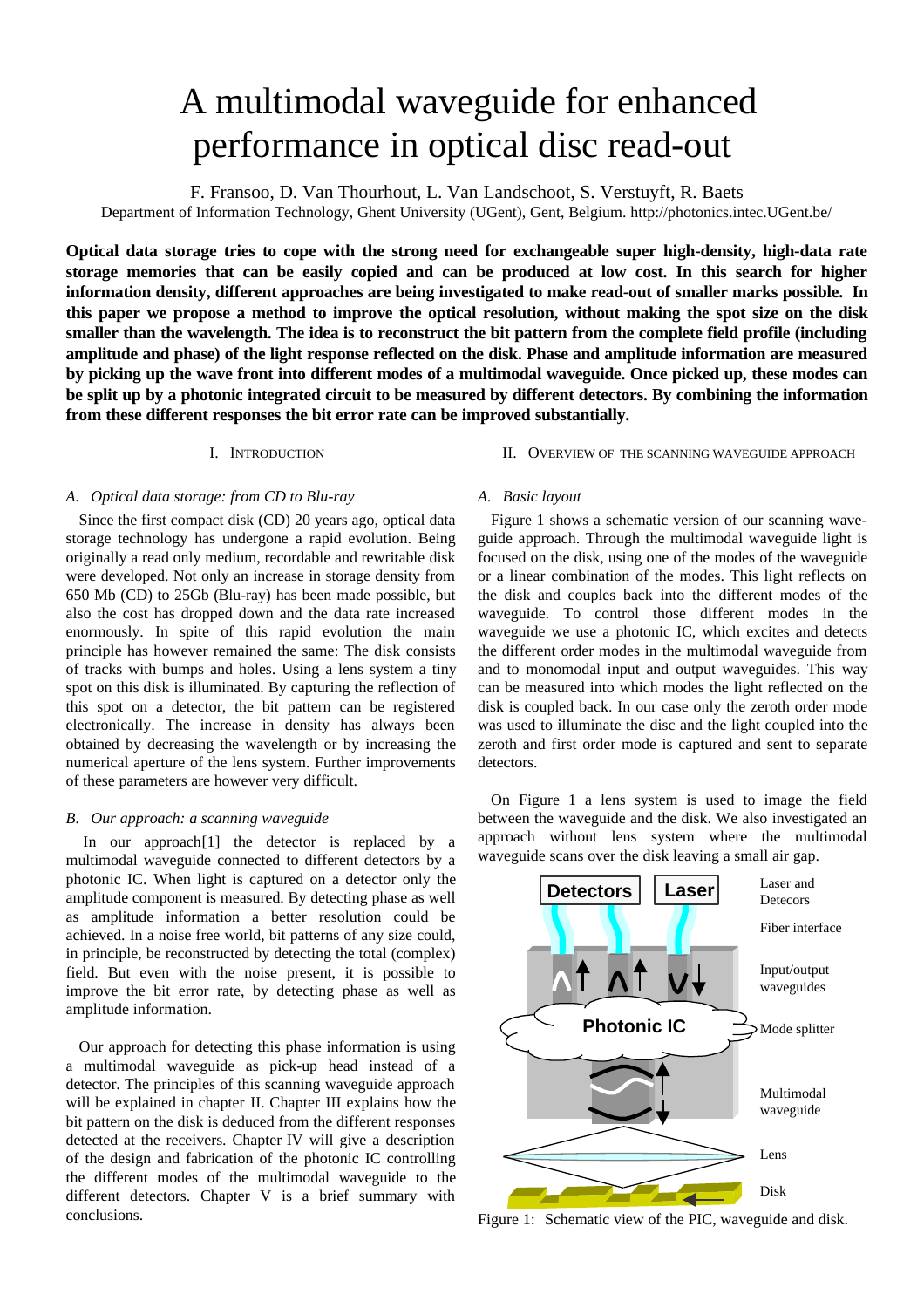# A multimodal waveguide for enhanced performance in optical disc read-out

F. Fransoo, D. Van Thourhout, L. Van Landschoot, S. Verstuyft, R. Baets

Department of Information Technology, Ghent University (UGent), Gent, Belgium. http://photonics.intec.UGent.be/

**Optical data storage tries to cope with the strong need for exchangeable super high-density, high-data rate storage memories that can be easily copied and can be produced at low cost. In this search for higher information density, different approaches are being investigated to make read-out of smaller marks possible. In this paper we propose a method to improve the optical resolution, without making the spot size on the disk smaller than the wavelength. The idea is to reconstruct the bit pattern from the complete field profile (including amplitude and phase) of the light response reflected on the disk. Phase and amplitude information are measured by picking up the wave front into different modes of a multimodal waveguide. Once picked up, these modes can be split up by a photonic integrated circuit to be measured by different detectors. By combining the information from these different responses the bit error rate can be improved substantially.**

## I. Introduction

### A. Optical data storage: from CD to Blu-ray

Since the first compact disk (CD) 20 years ago, optical data storage technology has undergone a rapid evolution. Being originally a read only medium, recordable and rewritable disk were developed. Not only an increase in storage density from 650 Mb (CD) to 25Gb (Blu-ray) has been made possible, but also the cost has dropped down and the data rate increased enormously. In spite of this rapid evolution the main principle has however remained the same: The disk consists of tracks with bumps and holes. Using a lens system a tiny spot on this disk is illuminated. By capturing the reflection of this spot on a detector, the bit pattern can be registered electronically. The increase in density has always been obtained by decreasing the wavelength or by increasing the numerical aperture of the lens system. Further improvements of these parameters are however very difficult.

### B. Our approach: a scanning waveguide

In our approach[1] the detector is replaced by a multimodal waveguide connected to different detectors by a photonic IC. When light is captured on a detector only the amplitude component is measured. By detecting phase as well as amplitude information a better resolution could be achieved. In a noise free world, bit patterns of any size could, in principle, be reconstructed by detecting the total (complex) field. But even with the noise present, it is possible to improve the bit error rate, by detecting phase as well as amplitude information.

Our approach for detecting this phase information is using a multimodal waveguide as pick-up head instead of a detector. The principles of this scanning waveguide approach will be explained in chapter II. Chapter III explains how the bit pattern on the disk is deduced from the different responses detected at the receivers. Chapter IV will give a description of the design and fabrication of the photonic IC controlling the different modes of the multimodal waveguide to the different detectors. Chapter V is a brief summary with conclusions.

## II. Overview of the scanning waveguide approach

### A. Basic layout

Figure 1 shows a schematic version of our scanning waveguide approach. Through the multimodal waveguide light is focused on the disk, using one of the modes of the waveguide or a linear combination of the modes. This light reflects on the disk and couples back into the different modes of the waveguide. To control those different modes in the waveguide we use a photonic IC, which excites and detects the different order modes in the multimodal waveguide from and to monomodal input and output waveguides. This way can be measured into which modes the light reflected on the disk is coupled back. In our case only the zeroth order mode was used to illuminate the disc and the light coupled into the zeroth and first order mode is captured and sent to separate detectors.

On Figure 1 a lens system is used to image the field between the waveguide and the disk. We also investigated an approach without lens system where the multimodal waveguide scans over the disk leaving a small air gap.

Detectors | Laser | Laser and Detecors | Fiber interface | Input/output waveguides | Photonic IC | Mode splitter | Multimodal waveguide | Lens | Disk

Figure 1: Schematic view of the PIC, waveguide and disk.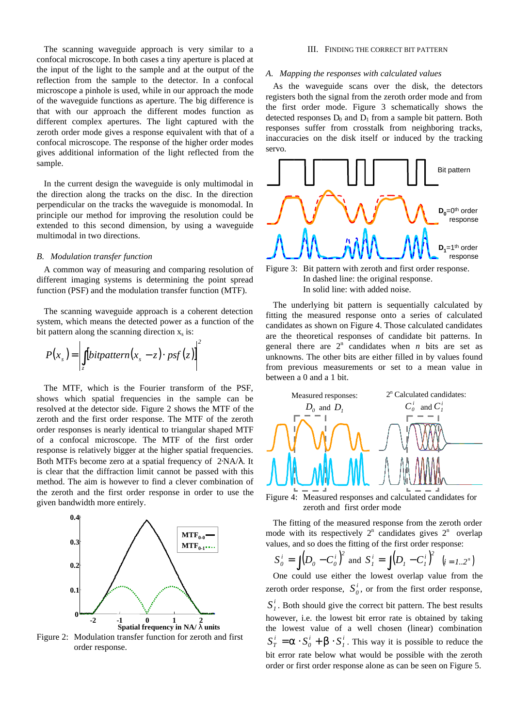The scanning waveguide approach is very similar to a confocal microscope. In both cases a tiny aperture is placed at the input of the light to the sample and at the output of the reflection from the sample to the detector. In a confocal microscope a pinhole is used, while in our approach the mode of the waveguide functions as aperture. The big difference is that with our approach the different modes function as different complex apertures. The light captured with the zeroth order mode gives a response equivalent with that of a confocal microscope. The response of the higher order modes gives additional information of the light reflected from the sample.

In the current design the waveguide is only multimodal in the direction along the tracks on the disc. In the direction perpendicular on the tracks the waveguide is monomodal. In principle our method for improving the resolution could be extended to this second dimension, by using a waveguide multimodal in two directions.

## B. *Modulation transfer function*

A common way of measuring and comparing resolution of different imaging systems is determining the point spread function (PSF) and the modulation transfer function (MTF).

The scanning waveguide approach is a coherent detection system, which means the detected power as a function of the bit pattern along the scanning direction $x_s$ is:

$$P(x_s) = \left| \int_z [bitpattern(x_s - z) \cdot psf(z)] \right|^2$$

The MTF, which is the Fourier transform of the PSF, shows which spatial frequencies in the sample can be resolved at the detector side. Figure 2 shows the MTF of the zeroth and the first order response. The MTF of the zeroth order responses is nearly identical to triangular shaped MTF of a confocal microscope. The MTF of the first order response is relatively bigger at the higher spatial frequencies. Both MTFs become zero at a spatial frequency of $2 \cdot NA/\lambda$. It is clear that the diffraction limit cannot be passed with this method. The aim is however to find a clever combination of the zeroth and the first order response in order to use the given bandwidth more entirely.

Figure 2: Modulation transfer function for zeroth and first order response.

# III. Finding the Correct Bit Pattern

## A. *Mapping the responses with calculated values*

As the waveguide scans over the disk, the detectors registers both the signal from the zeroth order mode and from the first order mode. Figure 3 schematically shows the detected responses $D_0$ and $D_1$ from a sample bit pattern. Both responses suffer from crosstalk from neighboring tracks, inaccuracies on the disk itself or induced by the tracking servo.

Figure 3: Bit pattern with zeroth and first order response. In dashed line: the original response. In solid line: with added noise.

The underlying bit pattern is sequentially calculated by fitting the measured response onto a series of calculated candidates as shown on Figure 4. Those calculated candidates are the theoretical responses of candidate bit patterns. In general there are $2^n$ candidates when $n$ bits are set as unknowns. The other bits are either filled in by values found from previous measurements or set to a mean value in between a 0 and a 1 bit.

Figure 4: Measured responses and calculated candidates for zeroth and first order mode

The fitting of the measured response from the zeroth order mode with its respectively $2^n$ candidates gives $2^n$ overlap values, and so does the fitting of the first order response:

$$S_0^i = \int (D_0 - C_0^i)^2 \text{ and } S_1^i = \int (D_1 - C_1^i)^2 \quad (i = 1..2^n)$$

One could use either the lowest overlap value from the zeroth order response, $S_0^i$, or from the first order response, $S_1^i$. Both should give the correct bit pattern. The best results however, i.e. the lowest bit error rate is obtained by taking the lowest value of a well chosen (linear) combination $S_T^i = \alpha \cdot S_0^i + \beta \cdot S_1^i$. This way it is possible to reduce the bit error rate below what would be possible with the zeroth order or first order response alone as can be seen on Figure 5.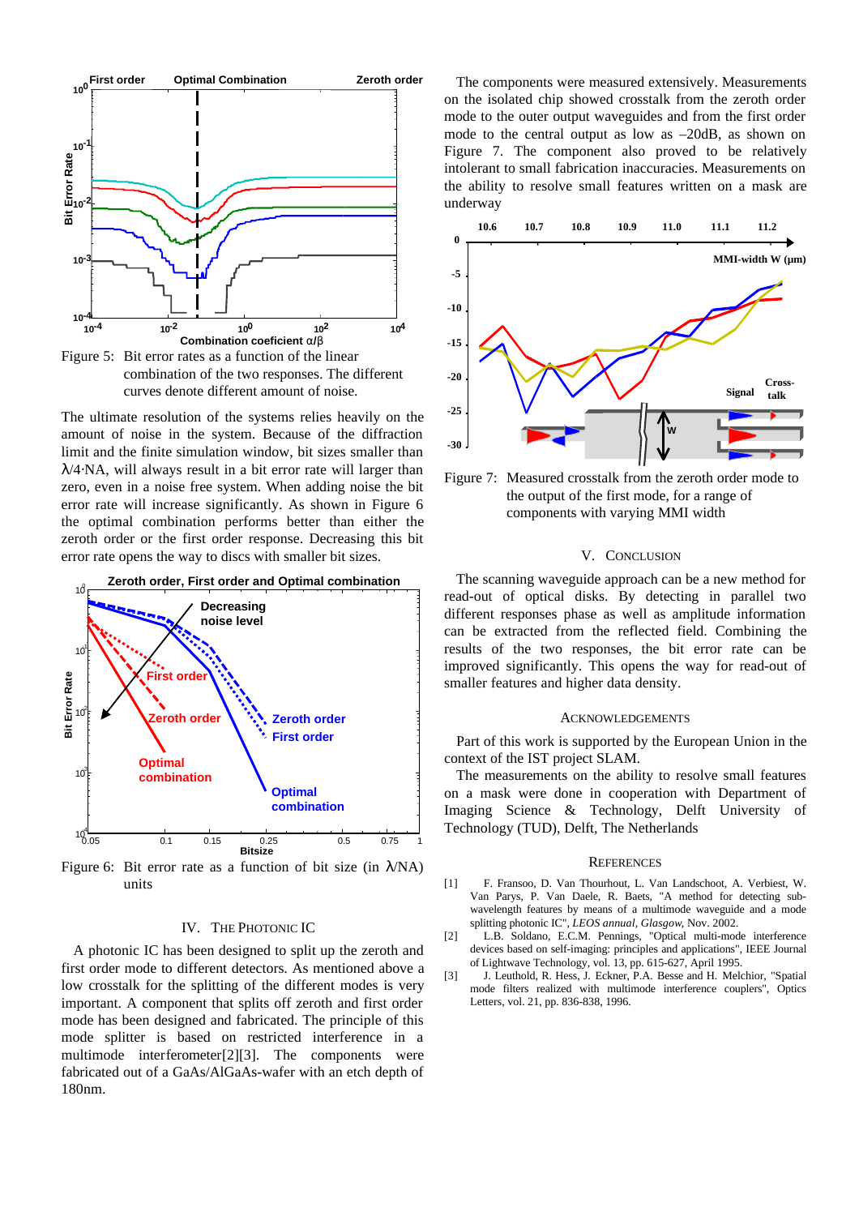First order Optimal Combination Zeroth order

$10^0$

$10^{-1}$

$10^{-2}$

$10^{-3}$

$10^{-4}$

Bit Error Rate

$10^{-4}$ $10^{-2}$ $10^0$ $10^2$ $10^4$

Combination coeficient α/β

Figure 5: Bit error rates as a function of the linear combination of the two responses. The different curves denote different amount of noise.

The ultimate resolution of the systems relies heavily on the amount of noise in the system. Because of the diffraction limit and the finite simulation window, bit sizes smaller than λ/4·NA, will always result in a bit error rate will larger than zero, even in a noise free system. When adding noise the bit error rate will increase significantly. As shown in Figure 6 the optimal combination performs better than either the zeroth order or the first order response. Decreasing this bit error rate opens the way to discs with smaller bit sizes.

Zeroth order, First order and Optimal combination

Decreasing noise level

First order

Zeroth order

Optimal combination

Zeroth order

First order

Optimal combination

Bit Error Rate

$10^0$

$10^{-1}$

$10^{-2}$

$10^{-3}$

$10^{-4}$

0.05 0.1 0.15 0.25 0.5 0.75 1

Bitsize

Figure 6: Bit error rate as a function of bit size (in λ/NA) units

## IV. The Photonic IC

A photonic IC has been designed to split up the zeroth and first order mode to different detectors. As mentioned above a low crosstalk for the splitting of the different modes is very important. A component that splits off zeroth and first order mode has been designed and fabricated. The principle of this mode splitter is based on restricted interference in a multimode interferometer[2][3]. The components were fabricated out of a GaAs/AlGaAs-wafer with an etch depth of 180nm.

The components were measured extensively. Measurements on the isolated chip showed crosstalk from the zeroth order mode to the outer output waveguides and from the first order mode to the central output as low as –20dB, as shown on Figure 7. The component also proved to be relatively intolerant to small fabrication inaccuracies. Measurements on the ability to resolve small features written on a mask are underway

10.6 10.7 10.8 10.9 11.0 11.1 11.2

0

-5

-10

-15

-20

-25

-30

MMI-width W (µm)

Signal

Cross-talk

W

Figure 7: Measured crosstalk from the zeroth order mode to the output of the first mode, for a range of components with varying MMI width

## V. Conclusion

The scanning waveguide approach can be a new method for read-out of optical disks. By detecting in parallel two different responses phase as well as amplitude information can be extracted from the reflected field. Combining the results of the two responses, the bit error rate can be improved significantly. This opens the way for read-out of smaller features and higher data density.

## Acknowledgements

Part of this work is supported by the European Union in the context of the IST project SLAM.

The measurements on the ability to resolve small features on a mask were done in cooperation with Department of Imaging Science & Technology, Delft University of Technology (TUD), Delft, The Netherlands

## References

[1] F. Fransoo, D. Van Thourhout, L. Van Landschoot, A. Verbiest, W. Van Parys, P. Van Daele, R. Baets, "A method for detecting sub-wavelength features by means of a multimode waveguide and a mode splitting photonic IC", *LEOS annual, Glasgow*, Nov. 2002.

[2] L.B. Soldano, E.C.M. Pennings, "Optical multi-mode interference devices based on self-imaging: principles and applications", IEEE Journal of Lightwave Technology, vol. 13, pp. 615-627, April 1995.

[3] J. Leuthold, R. Hess, J. Eckner, P.A. Besse and H. Melchior, "Spatial mode filters realized with multimode interference couplers", Optics Letters, vol. 21, pp. 836-838, 1996.